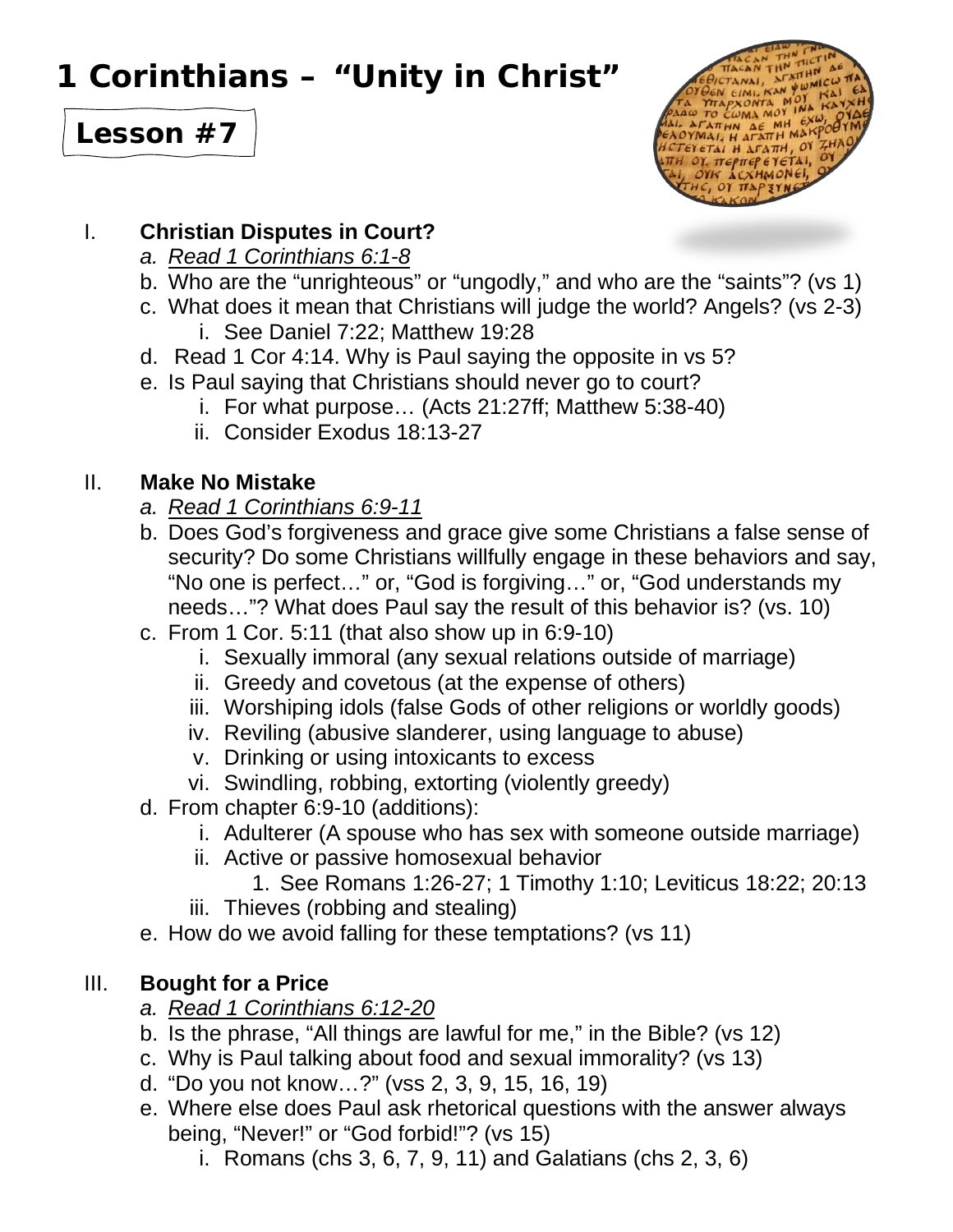# 1 Corinthians – "Unity in Christ"

## Lesson #7

I. **Christian Disputes in Court?**
   a. *Read 1 Corinthians 6:1-8*
   b. Who are the "unrighteous" or "ungodly," and who are the "saints"? (vs 1)
   c. What does it mean that Christians will judge the world? Angels? (vs 2-3)
      i. See Daniel 7:22; Matthew 19:28
   d. Read 1 Cor 4:14. Why is Paul saying the opposite in vs 5?
   e. Is Paul saying that Christians should never go to court?
      i. For what purpose… (Acts 21:27ff; Matthew 5:38-40)
      ii. Consider Exodus 18:13-27

II. **Make No Mistake**
   a. *Read 1 Corinthians 6:9-11*
   b. Does God's forgiveness and grace give some Christians a false sense of security? Do some Christians willfully engage in these behaviors and say, "No one is perfect…" or, "God is forgiving…" or, "God understands my needs…"? What does Paul say the result of this behavior is? (vs. 10)
   c. From 1 Cor. 5:11 (that also show up in 6:9-10)
      i. Sexually immoral (any sexual relations outside of marriage)
      ii. Greedy and covetous (at the expense of others)
      iii. Worshiping idols (false Gods of other religions or worldly goods)
      iv. Reviling (abusive slanderer, using language to abuse)
      v. Drinking or using intoxicants to excess
      vi. Swindling, robbing, extorting (violently greedy)
   d. From chapter 6:9-10 (additions):
      i. Adulterer (A spouse who has sex with someone outside marriage)
      ii. Active or passive homosexual behavior
         1. See Romans 1:26-27; 1 Timothy 1:10; Leviticus 18:22; 20:13
      iii. Thieves (robbing and stealing)
   e. How do we avoid falling for these temptations? (vs 11)

III. **Bought for a Price**
   a. *Read 1 Corinthians 6:12-20*
   b. Is the phrase, "All things are lawful for me," in the Bible? (vs 12)
   c. Why is Paul talking about food and sexual immorality? (vs 13)
   d. "Do you not know…?" (vss 2, 3, 9, 15, 16, 19)
   e. Where else does Paul ask rhetorical questions with the answer always being, "Never!" or "God forbid!"? (vs 15)
      i. Romans (chs 3, 6, 7, 9, 11) and Galatians (chs 2, 3, 6)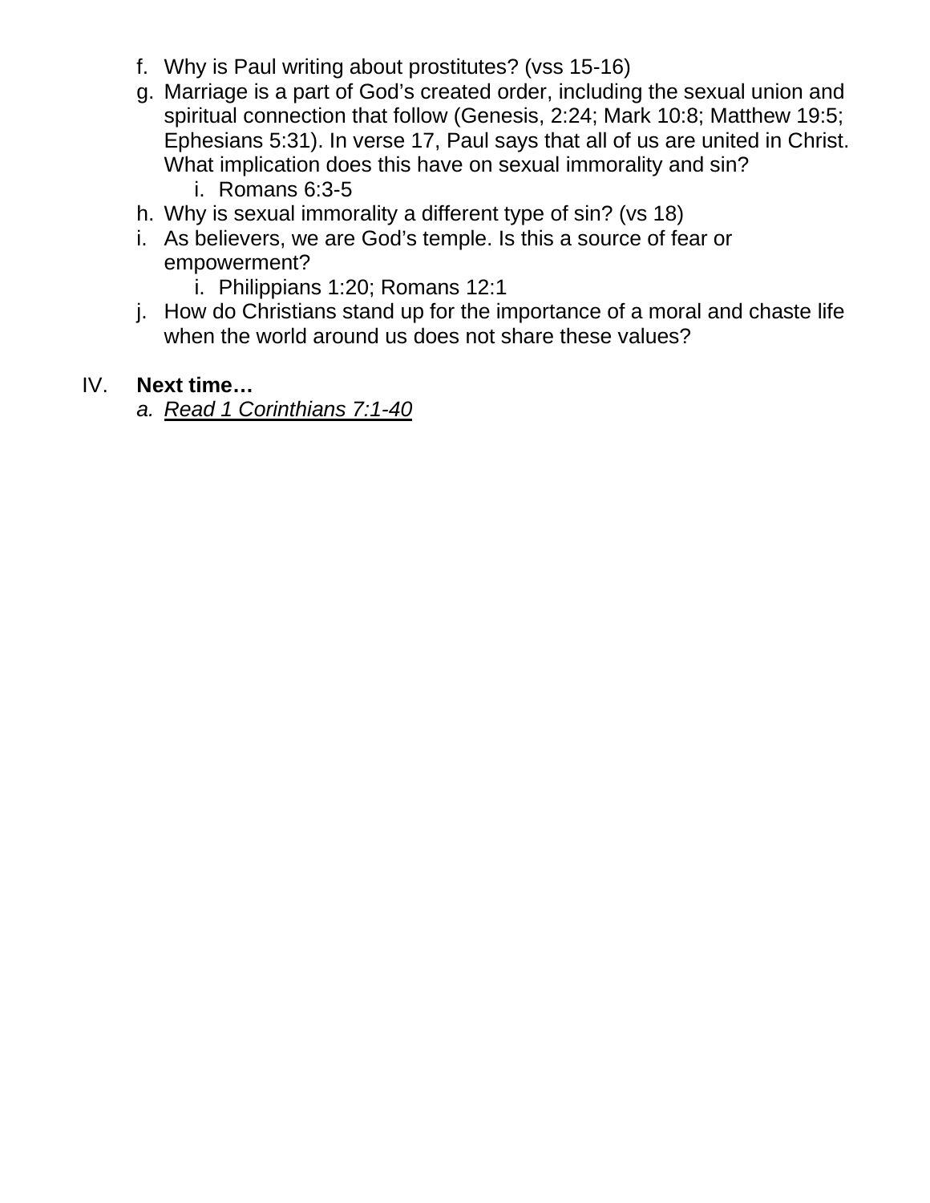f. Why is Paul writing about prostitutes? (vss 15-16)
g. Marriage is a part of God's created order, including the sexual union and spiritual connection that follow (Genesis, 2:24; Mark 10:8; Matthew 19:5; Ephesians 5:31). In verse 17, Paul says that all of us are united in Christ. What implication does this have on sexual immorality and sin?
    i. Romans 6:3-5
h. Why is sexual immorality a different type of sin? (vs 18)
i. As believers, we are God's temple. Is this a source of fear or empowerment?
    i. Philippians 1:20; Romans 12:1
j. How do Christians stand up for the importance of a moral and chaste life when the world around us does not share these values?

IV. **Next time…**

a. *Read 1 Corinthians 7:1-40*